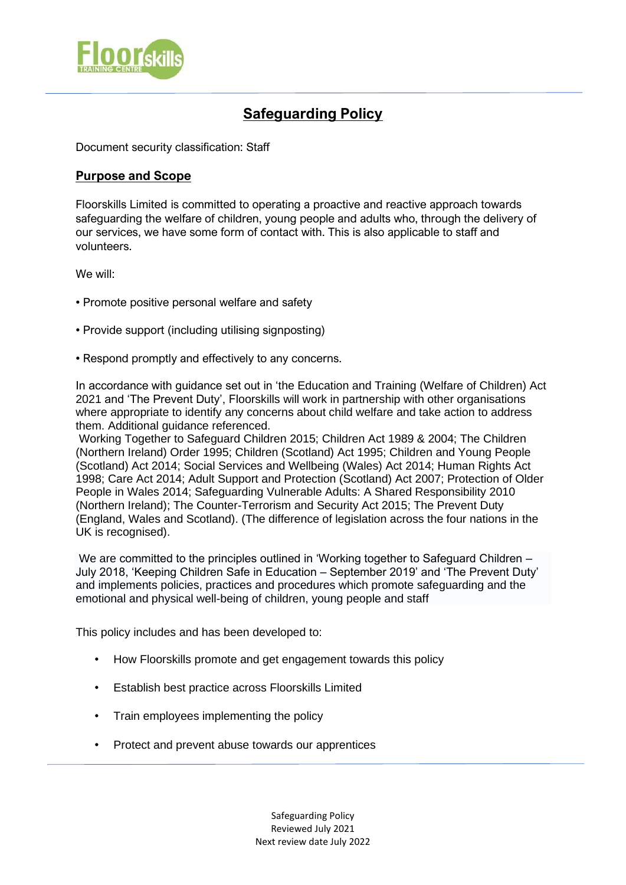# Safeguarding Policy

Document security classification: Staff

## Purpose and Scope

Floorskills Limited is committed to operating a proactive and reactive approach towards safeguarding the welfare of children, young people and adults who, through the delivery of our services, we have some form of contact with. This is also applicable to staff and volunteers.

We will:

- Promote positive personal welfare and safety
- Provide support (including utilising signposting)
- Respond promptly and effectively to any concerns.

In accordance with guidance set out in 'the Education and Training (Welfare of Children) Act 2021 and 'The Prevent Duty', Floorskills will work in partnership with other organisations where appropriate to identify any concerns about child welfare and take action to address them. Additional guidance referenced.
Working Together to Safeguard Children 2015; Children Act 1989 & 2004; The Children (Northern Ireland) Order 1995; Children (Scotland) Act 1995; Children and Young People (Scotland) Act 2014; Social Services and Wellbeing (Wales) Act 2014; Human Rights Act 1998; Care Act 2014; Adult Support and Protection (Scotland) Act 2007; Protection of Older People in Wales 2014; Safeguarding Vulnerable Adults: A Shared Responsibility 2010 (Northern Ireland); The Counter-Terrorism and Security Act 2015; The Prevent Duty (England, Wales and Scotland). (The difference of legislation across the four nations in the UK is recognised).

We are committed to the principles outlined in 'Working together to Safeguard Children – July 2018, 'Keeping Children Safe in Education – September 2019' and 'The Prevent Duty' and implements policies, practices and procedures which promote safeguarding and the emotional and physical well-being of children, young people and staff

This policy includes and has been developed to:

- How Floorskills promote and get engagement towards this policy
- Establish best practice across Floorskills Limited
- Train employees implementing the policy
- Protect and prevent abuse towards our apprentices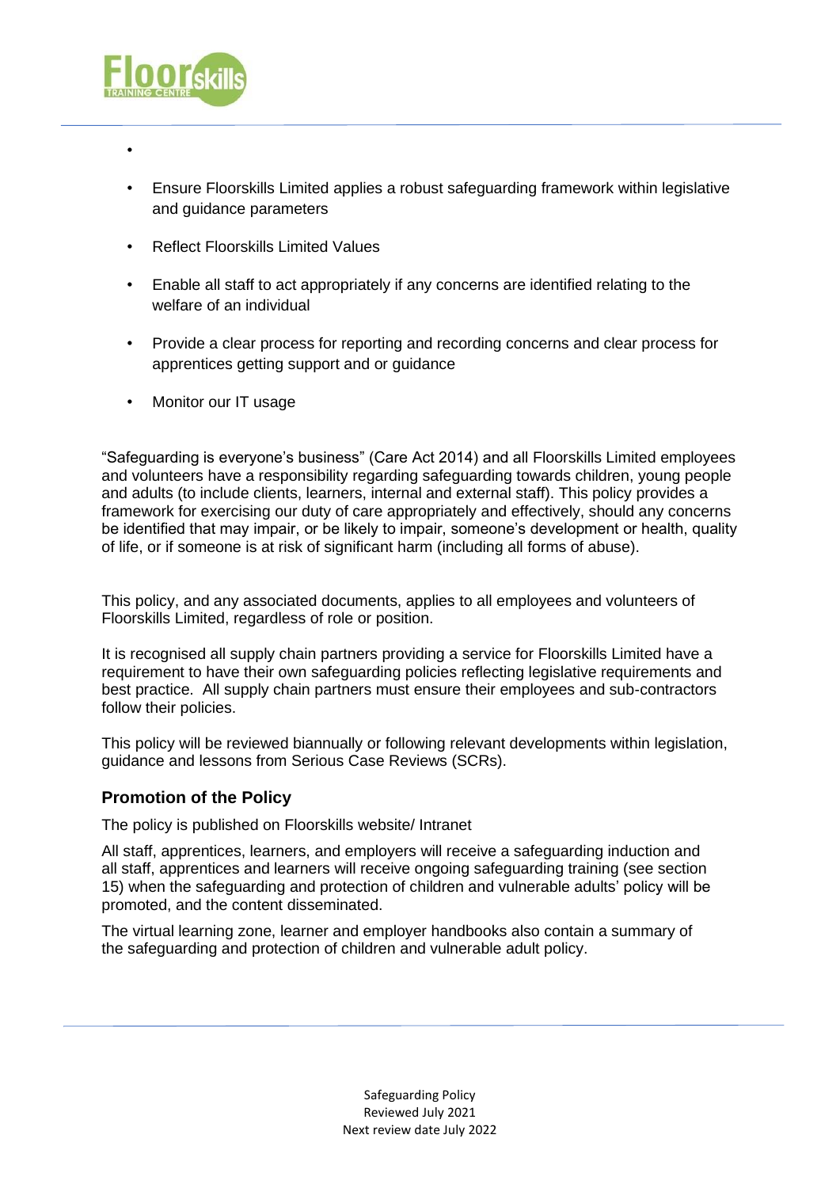- Ensure Floorskills Limited applies a robust safeguarding framework within legislative and guidance parameters
- Reflect Floorskills Limited Values
- Enable all staff to act appropriately if any concerns are identified relating to the welfare of an individual
- Provide a clear process for reporting and recording concerns and clear process for apprentices getting support and or guidance
- Monitor our IT usage

"Safeguarding is everyone's business" (Care Act 2014) and all Floorskills Limited employees and volunteers have a responsibility regarding safeguarding towards children, young people and adults (to include clients, learners, internal and external staff). This policy provides a framework for exercising our duty of care appropriately and effectively, should any concerns be identified that may impair, or be likely to impair, someone's development or health, quality of life, or if someone is at risk of significant harm (including all forms of abuse).

This policy, and any associated documents, applies to all employees and volunteers of Floorskills Limited, regardless of role or position.

It is recognised all supply chain partners providing a service for Floorskills Limited have a requirement to have their own safeguarding policies reflecting legislative requirements and best practice. All supply chain partners must ensure their employees and sub-contractors follow their policies.

This policy will be reviewed biannually or following relevant developments within legislation, guidance and lessons from Serious Case Reviews (SCRs).

### Promotion of the Policy

The policy is published on Floorskills website/ Intranet

All staff, apprentices, learners, and employers will receive a safeguarding induction and all staff, apprentices and learners will receive ongoing safeguarding training (see section 15) when the safeguarding and protection of children and vulnerable adults' policy will be promoted, and the content disseminated.

The virtual learning zone, learner and employer handbooks also contain a summary of the safeguarding and protection of children and vulnerable adult policy.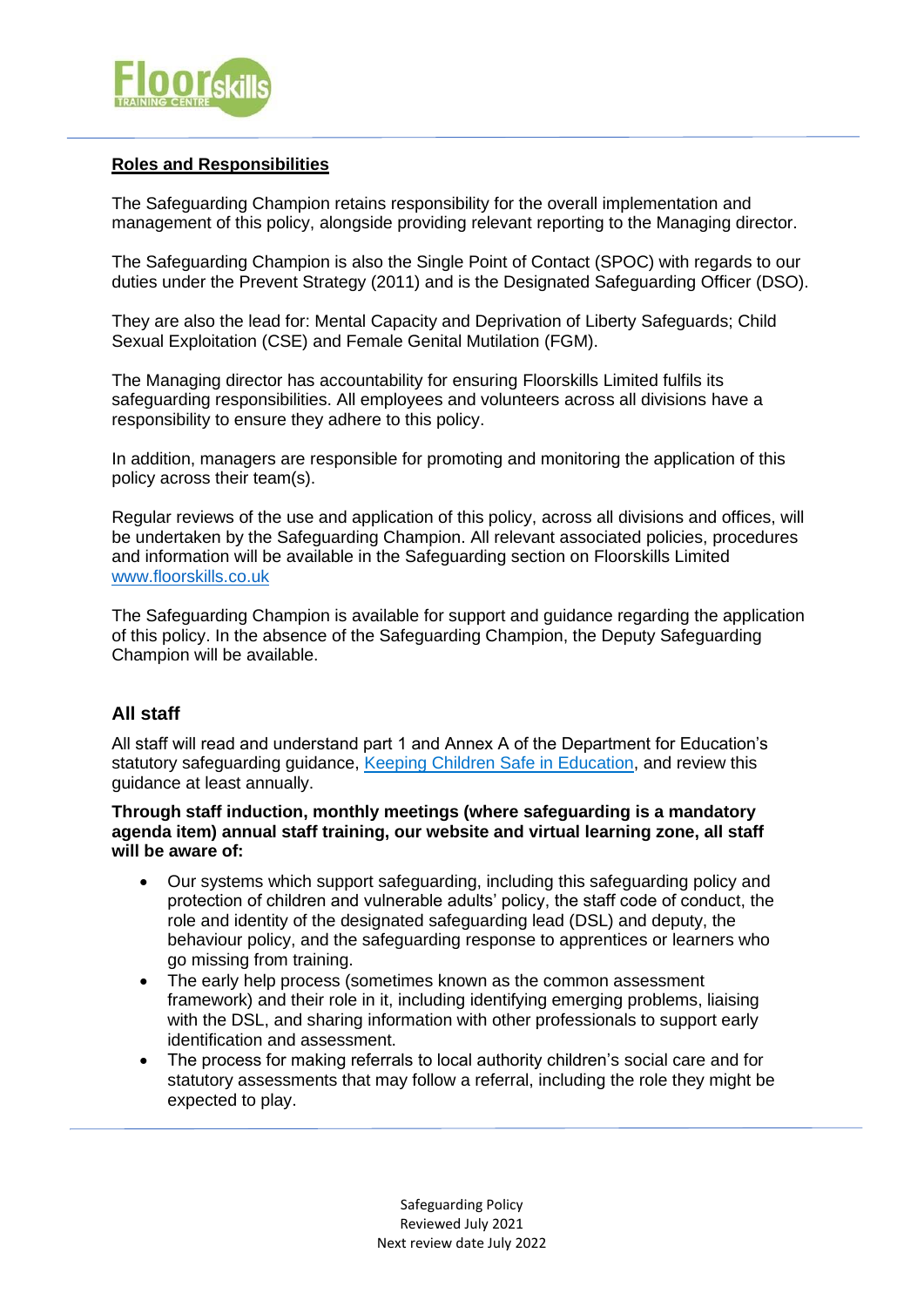**Roles and Responsibilities**

The Safeguarding Champion retains responsibility for the overall implementation and management of this policy, alongside providing relevant reporting to the Managing director.

The Safeguarding Champion is also the Single Point of Contact (SPOC) with regards to our duties under the Prevent Strategy (2011) and is the Designated Safeguarding Officer (DSO).

They are also the lead for: Mental Capacity and Deprivation of Liberty Safeguards; Child Sexual Exploitation (CSE) and Female Genital Mutilation (FGM).

The Managing director has accountability for ensuring Floorskills Limited fulfils its safeguarding responsibilities. All employees and volunteers across all divisions have a responsibility to ensure they adhere to this policy.

In addition, managers are responsible for promoting and monitoring the application of this policy across their team(s).

Regular reviews of the use and application of this policy, across all divisions and offices, will be undertaken by the Safeguarding Champion. All relevant associated policies, procedures and information will be available in the Safeguarding section on Floorskills Limited www.floorskills.co.uk

The Safeguarding Champion is available for support and guidance regarding the application of this policy. In the absence of the Safeguarding Champion, the Deputy Safeguarding Champion will be available.

## All staff

All staff will read and understand part 1 and Annex A of the Department for Education's statutory safeguarding guidance, Keeping Children Safe in Education, and review this guidance at least annually.

**Through staff induction, monthly meetings (where safeguarding is a mandatory agenda item) annual staff training, our website and virtual learning zone, all staff will be aware of:**

- Our systems which support safeguarding, including this safeguarding policy and protection of children and vulnerable adults' policy, the staff code of conduct, the role and identity of the designated safeguarding lead (DSL) and deputy, the behaviour policy, and the safeguarding response to apprentices or learners who go missing from training.
- The early help process (sometimes known as the common assessment framework) and their role in it, including identifying emerging problems, liaising with the DSL, and sharing information with other professionals to support early identification and assessment.
- The process for making referrals to local authority children's social care and for statutory assessments that may follow a referral, including the role they might be expected to play.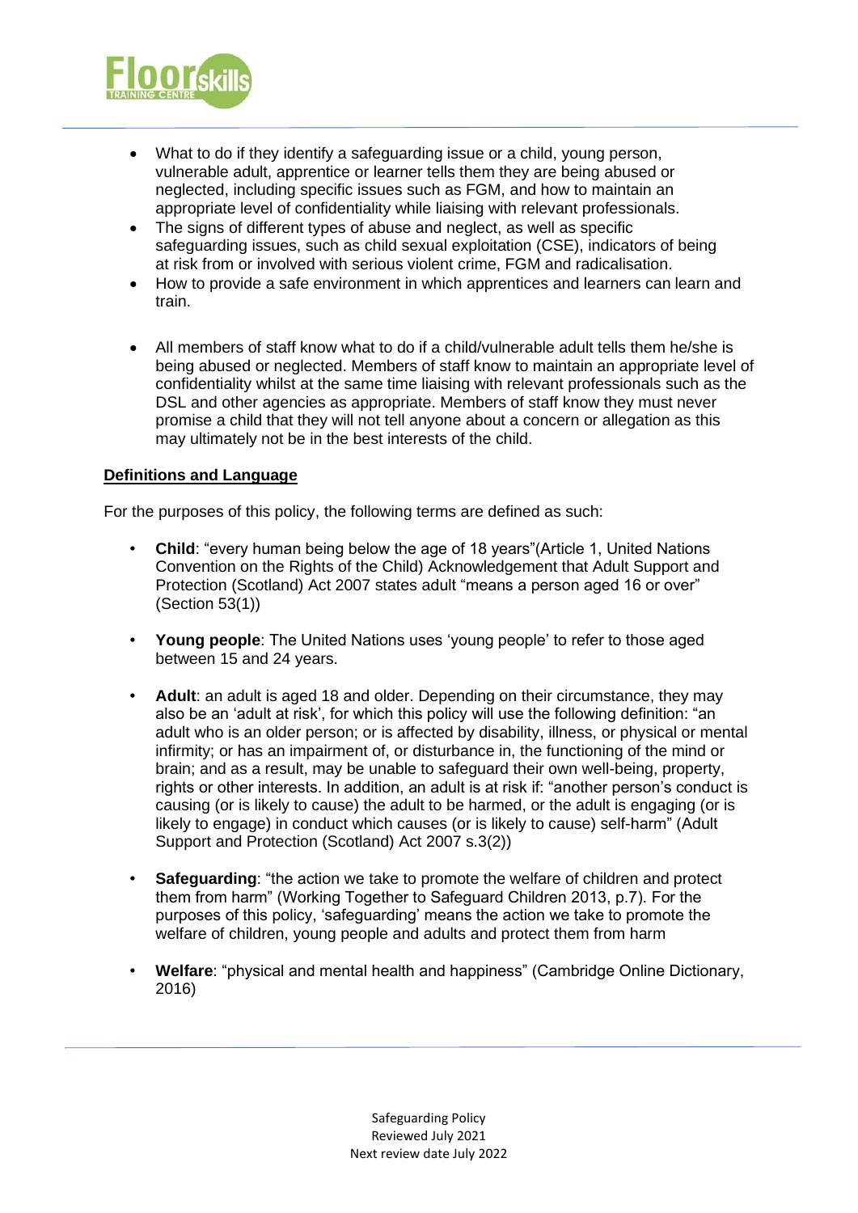- What to do if they identify a safeguarding issue or a child, young person, vulnerable adult, apprentice or learner tells them they are being abused or neglected, including specific issues such as FGM, and how to maintain an appropriate level of confidentiality while liaising with relevant professionals.
- The signs of different types of abuse and neglect, as well as specific safeguarding issues, such as child sexual exploitation (CSE), indicators of being at risk from or involved with serious violent crime, FGM and radicalisation.
- How to provide a safe environment in which apprentices and learners can learn and train.

- All members of staff know what to do if a child/vulnerable adult tells them he/she is being abused or neglected. Members of staff know to maintain an appropriate level of confidentiality whilst at the same time liaising with relevant professionals such as the DSL and other agencies as appropriate. Members of staff know they must never promise a child that they will not tell anyone about a concern or allegation as this may ultimately not be in the best interests of the child.

**Definitions and Language**

For the purposes of this policy, the following terms are defined as such:

- **Child**: "every human being below the age of 18 years"(Article 1, United Nations Convention on the Rights of the Child) Acknowledgement that Adult Support and Protection (Scotland) Act 2007 states adult "means a person aged 16 or over" (Section 53(1))

- **Young people**: The United Nations uses 'young people' to refer to those aged between 15 and 24 years.

- **Adult**: an adult is aged 18 and older. Depending on their circumstance, they may also be an 'adult at risk', for which this policy will use the following definition: "an adult who is an older person; or is affected by disability, illness, or physical or mental infirmity; or has an impairment of, or disturbance in, the functioning of the mind or brain; and as a result, may be unable to safeguard their own well-being, property, rights or other interests. In addition, an adult is at risk if: "another person's conduct is causing (or is likely to cause) the adult to be harmed, or the adult is engaging (or is likely to engage) in conduct which causes (or is likely to cause) self-harm" (Adult Support and Protection (Scotland) Act 2007 s.3(2))

- **Safeguarding**: "the action we take to promote the welfare of children and protect them from harm" (Working Together to Safeguard Children 2013, p.7). For the purposes of this policy, 'safeguarding' means the action we take to promote the welfare of children, young people and adults and protect them from harm

- **Welfare**: "physical and mental health and happiness" (Cambridge Online Dictionary, 2016)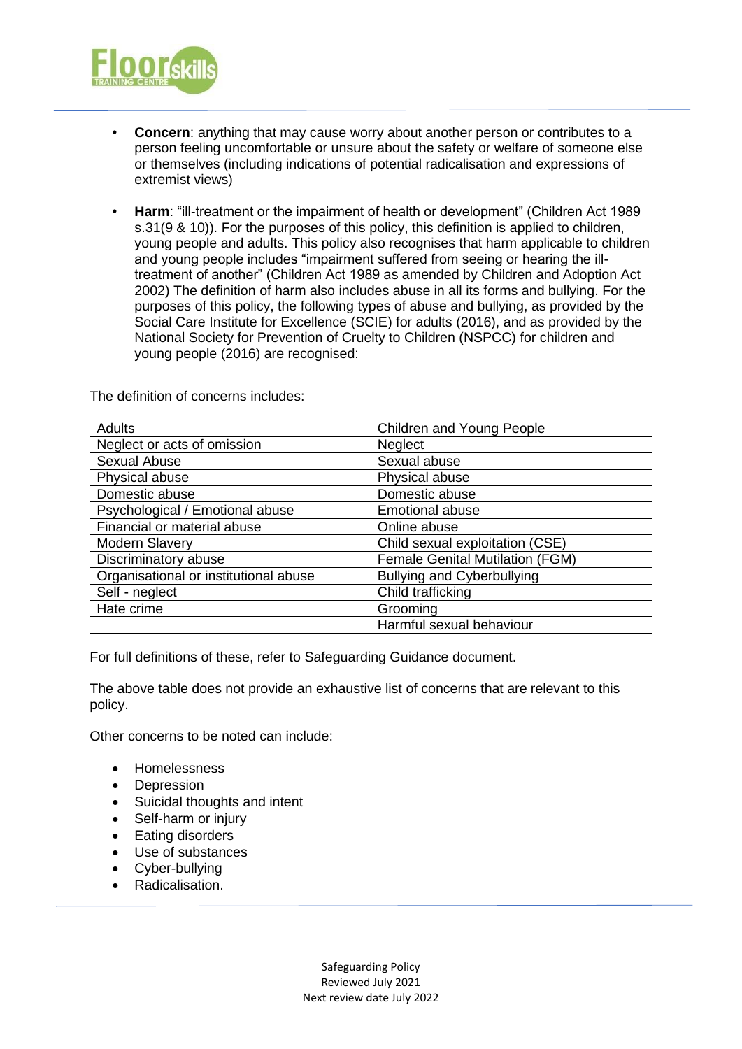- **Concern**: anything that may cause worry about another person or contributes to a person feeling uncomfortable or unsure about the safety or welfare of someone else or themselves (including indications of potential radicalisation and expressions of extremist views)

- **Harm**: "ill-treatment or the impairment of health or development" (Children Act 1989 s.31(9 & 10)). For the purposes of this policy, this definition is applied to children, young people and adults. This policy also recognises that harm applicable to children and young people includes "impairment suffered from seeing or hearing the ill-treatment of another" (Children Act 1989 as amended by Children and Adoption Act 2002) The definition of harm also includes abuse in all its forms and bullying. For the purposes of this policy, the following types of abuse and bullying, as provided by the Social Care Institute for Excellence (SCIE) for adults (2016), and as provided by the National Society for Prevention of Cruelty to Children (NSPCC) for children and young people (2016) are recognised:

The definition of concerns includes:

| Adults | Children and Young People |
|---|---|
| Neglect or acts of omission | Neglect |
| Sexual Abuse | Sexual abuse |
| Physical abuse | Physical abuse |
| Domestic abuse | Domestic abuse |
| Psychological / Emotional abuse | Emotional abuse |
| Financial or material abuse | Online abuse |
| Modern Slavery | Child sexual exploitation (CSE) |
| Discriminatory abuse | Female Genital Mutilation (FGM) |
| Organisational or institutional abuse | Bullying and Cyberbullying |
| Self - neglect | Child trafficking |
| Hate crime | Grooming |
| | Harmful sexual behaviour |

For full definitions of these, refer to Safeguarding Guidance document.

The above table does not provide an exhaustive list of concerns that are relevant to this policy.

Other concerns to be noted can include:

- Homelessness
- Depression
- Suicidal thoughts and intent
- Self-harm or injury
- Eating disorders
- Use of substances
- Cyber-bullying
- Radicalisation.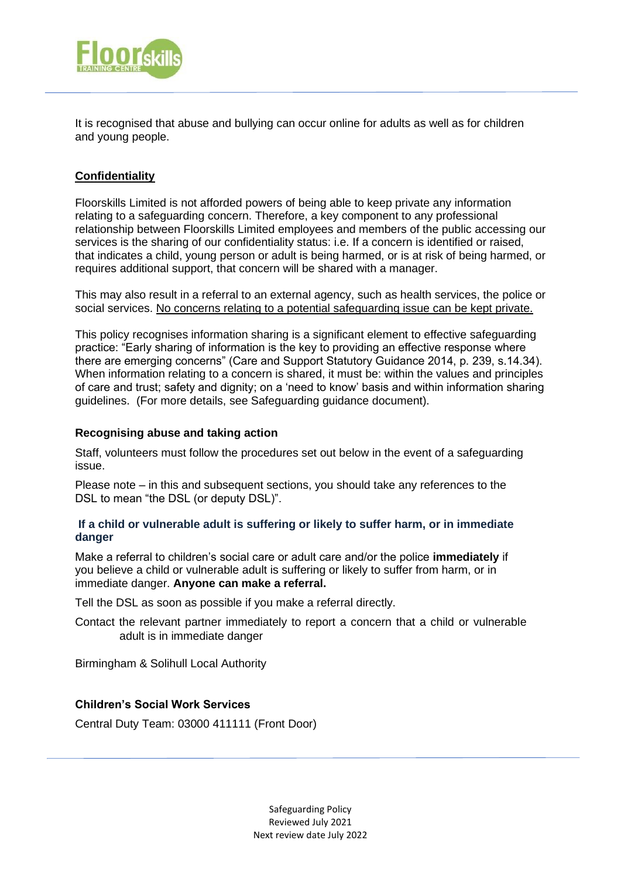It is recognised that abuse and bullying can occur online for adults as well as for children and young people.

## Confidentiality

Floorskills Limited is not afforded powers of being able to keep private any information relating to a safeguarding concern. Therefore, a key component to any professional relationship between Floorskills Limited employees and members of the public accessing our services is the sharing of our confidentiality status: i.e. If a concern is identified or raised, that indicates a child, young person or adult is being harmed, or is at risk of being harmed, or requires additional support, that concern will be shared with a manager.

This may also result in a referral to an external agency, such as health services, the police or social services. No concerns relating to a potential safeguarding issue can be kept private.

This policy recognises information sharing is a significant element to effective safeguarding practice: "Early sharing of information is the key to providing an effective response where there are emerging concerns" (Care and Support Statutory Guidance 2014, p. 239, s.14.34). When information relating to a concern is shared, it must be: within the values and principles of care and trust; safety and dignity; on a 'need to know' basis and within information sharing guidelines. (For more details, see Safeguarding guidance document).

### Recognising abuse and taking action

Staff, volunteers must follow the procedures set out below in the event of a safeguarding issue.

Please note – in this and subsequent sections, you should take any references to the DSL to mean "the DSL (or deputy DSL)".

### If a child or vulnerable adult is suffering or likely to suffer harm, or in immediate danger

Make a referral to children's social care or adult care and/or the police **immediately** if you believe a child or vulnerable adult is suffering or likely to suffer from harm, or in immediate danger. **Anyone can make a referral.**

Tell the DSL as soon as possible if you make a referral directly.

Contact the relevant partner immediately to report a concern that a child or vulnerable adult is in immediate danger

Birmingham & Solihull Local Authority

### Children's Social Work Services

Central Duty Team: 03000 411111 (Front Door)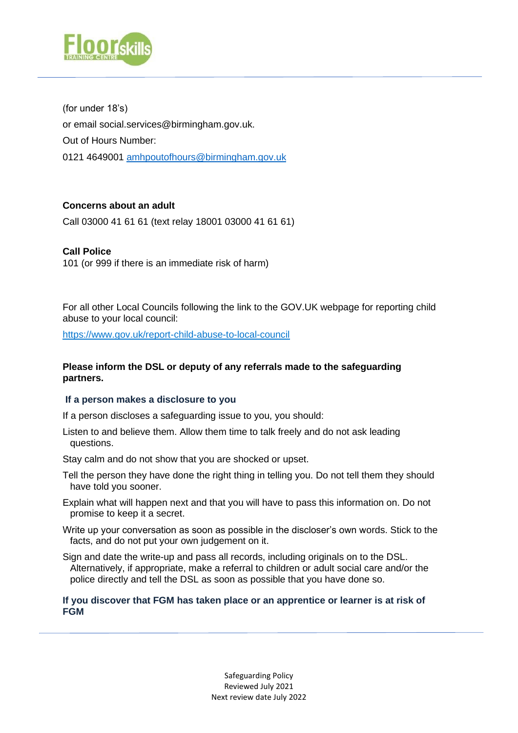(for under 18's)

or email social.services@birmingham.gov.uk.

Out of Hours Number:

0121 4649001 amhpoutofhours@birmingham.gov.uk

**Concerns about an adult**

Call 03000 41 61 61 (text relay 18001 03000 41 61 61)

**Call Police**

101 (or 999 if there is an immediate risk of harm)

For all other Local Councils following the link to the GOV.UK webpage for reporting child abuse to your local council:

https://www.gov.uk/report-child-abuse-to-local-council

**Please inform the DSL or deputy of any referrals made to the safeguarding partners.**

### If a person makes a disclosure to you

If a person discloses a safeguarding issue to you, you should:

Listen to and believe them. Allow them time to talk freely and do not ask leading questions.

Stay calm and do not show that you are shocked or upset.

Tell the person they have done the right thing in telling you. Do not tell them they should have told you sooner.

Explain what will happen next and that you will have to pass this information on. Do not promise to keep it a secret.

Write up your conversation as soon as possible in the discloser's own words. Stick to the facts, and do not put your own judgement on it.

Sign and date the write-up and pass all records, including originals on to the DSL. Alternatively, if appropriate, make a referral to children or adult social care and/or the police directly and tell the DSL as soon as possible that you have done so.

### If you discover that FGM has taken place or an apprentice or learner is at risk of FGM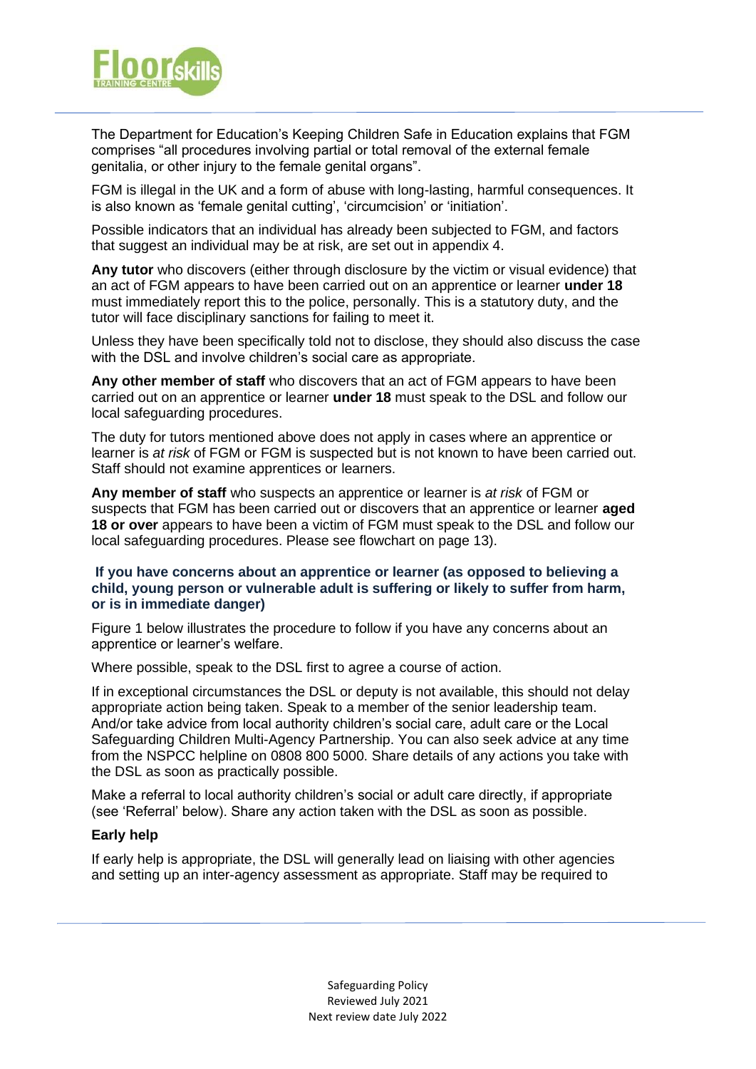The Department for Education's Keeping Children Safe in Education explains that FGM comprises "all procedures involving partial or total removal of the external female genitalia, or other injury to the female genital organs".

FGM is illegal in the UK and a form of abuse with long-lasting, harmful consequences. It is also known as 'female genital cutting', 'circumcision' or 'initiation'.

Possible indicators that an individual has already been subjected to FGM, and factors that suggest an individual may be at risk, are set out in appendix 4.

**Any tutor** who discovers (either through disclosure by the victim or visual evidence) that an act of FGM appears to have been carried out on an apprentice or learner **under 18** must immediately report this to the police, personally. This is a statutory duty, and the tutor will face disciplinary sanctions for failing to meet it.

Unless they have been specifically told not to disclose, they should also discuss the case with the DSL and involve children's social care as appropriate.

**Any other member of staff** who discovers that an act of FGM appears to have been carried out on an apprentice or learner **under 18** must speak to the DSL and follow our local safeguarding procedures.

The duty for tutors mentioned above does not apply in cases where an apprentice or learner is *at risk* of FGM or FGM is suspected but is not known to have been carried out. Staff should not examine apprentices or learners.

**Any member of staff** who suspects an apprentice or learner is *at risk* of FGM or suspects that FGM has been carried out or discovers that an apprentice or learner **aged 18 or over** appears to have been a victim of FGM must speak to the DSL and follow our local safeguarding procedures. Please see flowchart on page 13).

### If you have concerns about an apprentice or learner (as opposed to believing a child, young person or vulnerable adult is suffering or likely to suffer from harm, or is in immediate danger)

Figure 1 below illustrates the procedure to follow if you have any concerns about an apprentice or learner's welfare.

Where possible, speak to the DSL first to agree a course of action.

If in exceptional circumstances the DSL or deputy is not available, this should not delay appropriate action being taken. Speak to a member of the senior leadership team. And/or take advice from local authority children's social care, adult care or the Local Safeguarding Children Multi-Agency Partnership. You can also seek advice at any time from the NSPCC helpline on 0808 800 5000. Share details of any actions you take with the DSL as soon as practically possible.

Make a referral to local authority children's social or adult care directly, if appropriate (see 'Referral' below). Share any action taken with the DSL as soon as possible.

**Early help**

If early help is appropriate, the DSL will generally lead on liaising with other agencies and setting up an inter-agency assessment as appropriate. Staff may be required to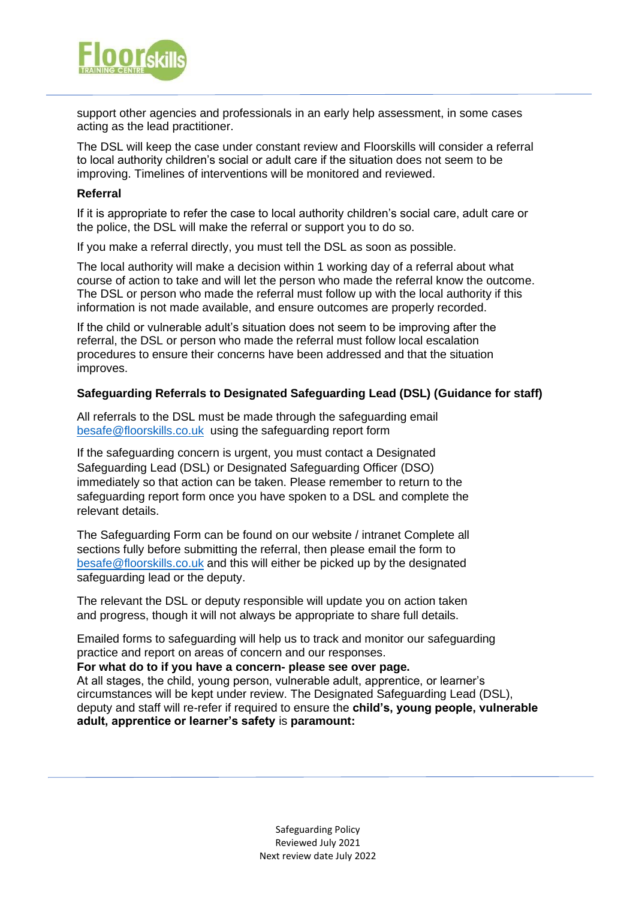support other agencies and professionals in an early help assessment, in some cases acting as the lead practitioner.

The DSL will keep the case under constant review and Floorskills will consider a referral to local authority children's social or adult care if the situation does not seem to be improving. Timelines of interventions will be monitored and reviewed.

**Referral**

If it is appropriate to refer the case to local authority children's social care, adult care or the police, the DSL will make the referral or support you to do so.

If you make a referral directly, you must tell the DSL as soon as possible.

The local authority will make a decision within 1 working day of a referral about what course of action to take and will let the person who made the referral know the outcome. The DSL or person who made the referral must follow up with the local authority if this information is not made available, and ensure outcomes are properly recorded.

If the child or vulnerable adult's situation does not seem to be improving after the referral, the DSL or person who made the referral must follow local escalation procedures to ensure their concerns have been addressed and that the situation improves.

**Safeguarding Referrals to Designated Safeguarding Lead (DSL) (Guidance for staff)**

All referrals to the DSL must be made through the safeguarding email besafe@floorskills.co.uk using the safeguarding report form

If the safeguarding concern is urgent, you must contact a Designated Safeguarding Lead (DSL) or Designated Safeguarding Officer (DSO) immediately so that action can be taken. Please remember to return to the safeguarding report form once you have spoken to a DSL and complete the relevant details.

The Safeguarding Form can be found on our website / intranet Complete all sections fully before submitting the referral, then please email the form to besafe@floorskills.co.uk and this will either be picked up by the designated safeguarding lead or the deputy.

The relevant the DSL or deputy responsible will update you on action taken and progress, though it will not always be appropriate to share full details.

Emailed forms to safeguarding will help us to track and monitor our safeguarding practice and report on areas of concern and our responses.

**For what do to if you have a concern- please see over page.**

At all stages, the child, young person, vulnerable adult, apprentice, or learner's circumstances will be kept under review. The Designated Safeguarding Lead (DSL), deputy and staff will re-refer if required to ensure the **child's, young people, vulnerable adult, apprentice or learner's safety** is **paramount:**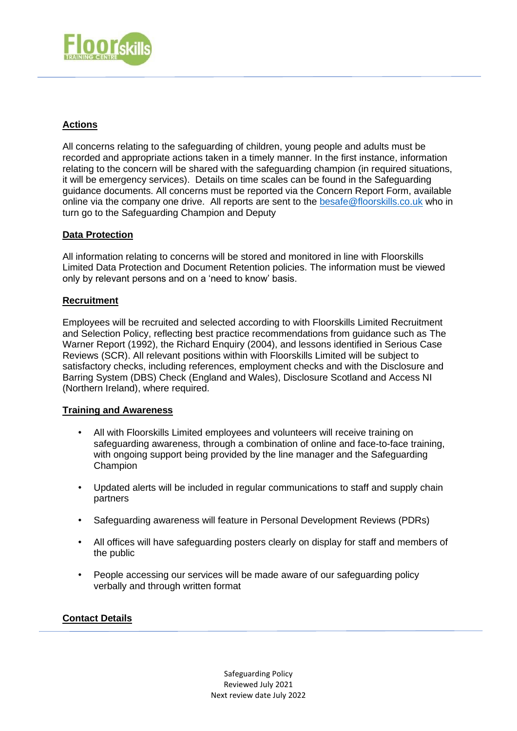## Actions

All concerns relating to the safeguarding of children, young people and adults must be recorded and appropriate actions taken in a timely manner. In the first instance, information relating to the concern will be shared with the safeguarding champion (in required situations, it will be emergency services). Details on time scales can be found in the Safeguarding guidance documents. All concerns must be reported via the Concern Report Form, available online via the company one drive. All reports are sent to the besafe@floorskills.co.uk who in turn go to the Safeguarding Champion and Deputy

## Data Protection

All information relating to concerns will be stored and monitored in line with Floorskills Limited Data Protection and Document Retention policies. The information must be viewed only by relevant persons and on a 'need to know' basis.

## Recruitment

Employees will be recruited and selected according to with Floorskills Limited Recruitment and Selection Policy, reflecting best practice recommendations from guidance such as The Warner Report (1992), the Richard Enquiry (2004), and lessons identified in Serious Case Reviews (SCR). All relevant positions within with Floorskills Limited will be subject to satisfactory checks, including references, employment checks and with the Disclosure and Barring System (DBS) Check (England and Wales), Disclosure Scotland and Access NI (Northern Ireland), where required.

## Training and Awareness

- All with Floorskills Limited employees and volunteers will receive training on safeguarding awareness, through a combination of online and face-to-face training, with ongoing support being provided by the line manager and the Safeguarding Champion
- Updated alerts will be included in regular communications to staff and supply chain partners
- Safeguarding awareness will feature in Personal Development Reviews (PDRs)
- All offices will have safeguarding posters clearly on display for staff and members of the public
- People accessing our services will be made aware of our safeguarding policy verbally and through written format

## Contact Details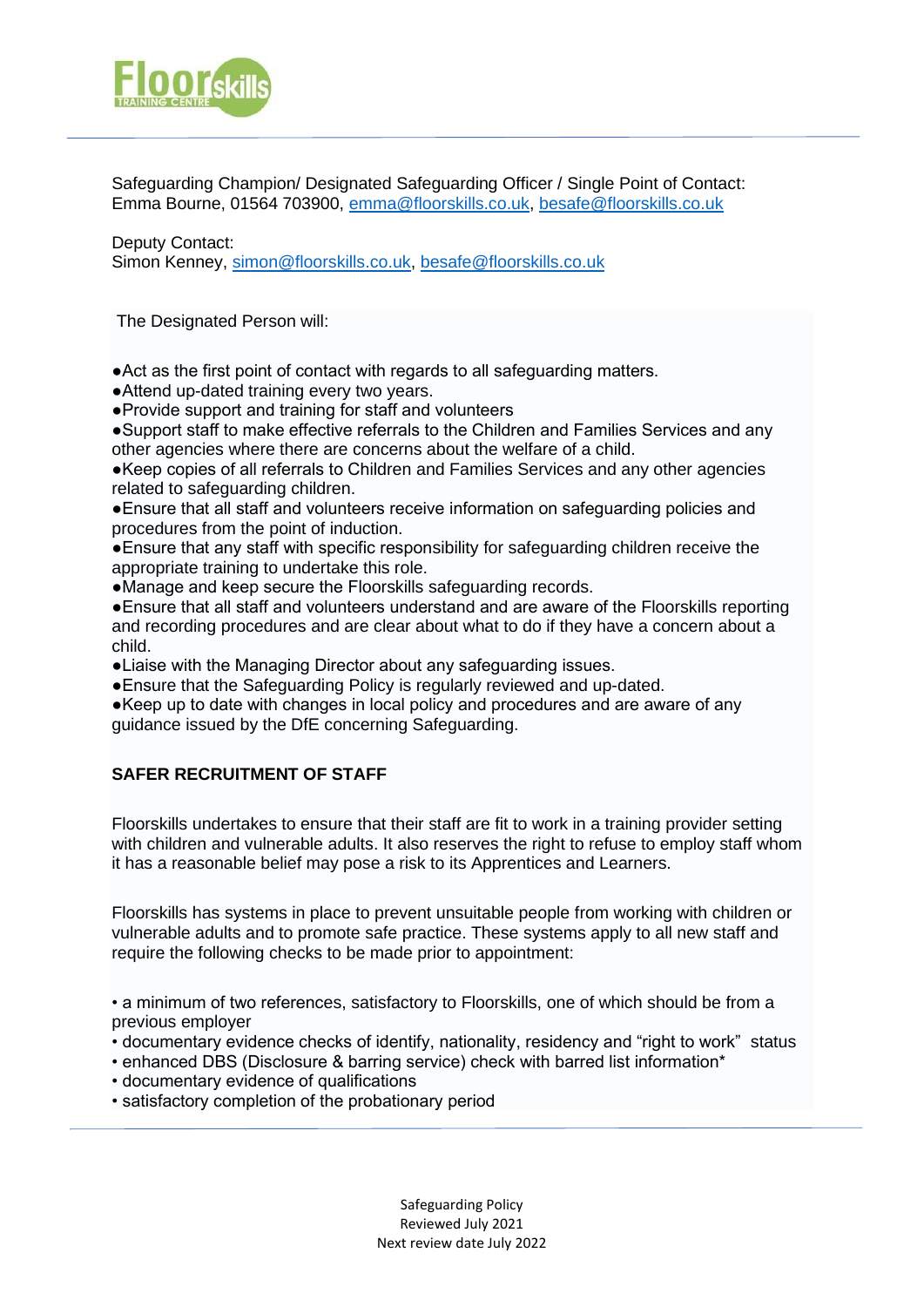Safeguarding Champion/ Designated Safeguarding Officer / Single Point of Contact:
Emma Bourne, 01564 703900, emma@floorskills.co.uk, besafe@floorskills.co.uk

Deputy Contact:
Simon Kenney, simon@floorskills.co.uk, besafe@floorskills.co.uk

The Designated Person will:

- Act as the first point of contact with regards to all safeguarding matters.
- Attend up-dated training every two years.
- Provide support and training for staff and volunteers
- Support staff to make effective referrals to the Children and Families Services and any other agencies where there are concerns about the welfare of a child.
- Keep copies of all referrals to Children and Families Services and any other agencies related to safeguarding children.
- Ensure that all staff and volunteers receive information on safeguarding policies and procedures from the point of induction.
- Ensure that any staff with specific responsibility for safeguarding children receive the appropriate training to undertake this role.
- Manage and keep secure the Floorskills safeguarding records.
- Ensure that all staff and volunteers understand and are aware of the Floorskills reporting and recording procedures and are clear about what to do if they have a concern about a child.
- Liaise with the Managing Director about any safeguarding issues.
- Ensure that the Safeguarding Policy is regularly reviewed and up-dated.
- Keep up to date with changes in local policy and procedures and are aware of any guidance issued by the DfE concerning Safeguarding.

**SAFER RECRUITMENT OF STAFF**

Floorskills undertakes to ensure that their staff are fit to work in a training provider setting with children and vulnerable adults. It also reserves the right to refuse to employ staff whom it has a reasonable belief may pose a risk to its Apprentices and Learners.

Floorskills has systems in place to prevent unsuitable people from working with children or vulnerable adults and to promote safe practice. These systems apply to all new staff and require the following checks to be made prior to appointment:

- a minimum of two references, satisfactory to Floorskills, one of which should be from a previous employer
- documentary evidence checks of identify, nationality, residency and "right to work" status
- enhanced DBS (Disclosure & barring service) check with barred list information*
- documentary evidence of qualifications
- satisfactory completion of the probationary period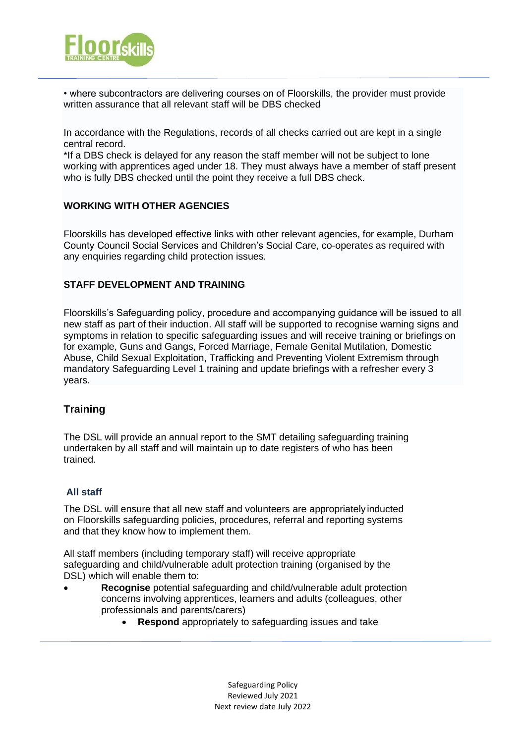• where subcontractors are delivering courses on of Floorskills, the provider must provide written assurance that all relevant staff will be DBS checked

In accordance with the Regulations, records of all checks carried out are kept in a single central record.
*If a DBS check is delayed for any reason the staff member will not be subject to lone working with apprentices aged under 18. They must always have a member of staff present who is fully DBS checked until the point they receive a full DBS check.

**WORKING WITH OTHER AGENCIES**

Floorskills has developed effective links with other relevant agencies, for example, Durham County Council Social Services and Children's Social Care, co-operates as required with any enquiries regarding child protection issues.

**STAFF DEVELOPMENT AND TRAINING**

Floorskills's Safeguarding policy, procedure and accompanying guidance will be issued to all new staff as part of their induction. All staff will be supported to recognise warning signs and symptoms in relation to specific safeguarding issues and will receive training or briefings on for example, Guns and Gangs, Forced Marriage, Female Genital Mutilation, Domestic Abuse, Child Sexual Exploitation, Trafficking and Preventing Violent Extremism through mandatory Safeguarding Level 1 training and update briefings with a refresher every 3 years.

## Training

The DSL will provide an annual report to the SMT detailing safeguarding training undertaken by all staff and will maintain up to date registers of who has been trained.

### All staff

The DSL will ensure that all new staff and volunteers are appropriately inducted on Floorskills safeguarding policies, procedures, referral and reporting systems and that they know how to implement them.

All staff members (including temporary staff) will receive appropriate safeguarding and child/vulnerable adult protection training (organised by the DSL) which will enable them to:

- **Recognise** potential safeguarding and child/vulnerable adult protection concerns involving apprentices, learners and adults (colleagues, other professionals and parents/carers)
- **Respond** appropriately to safeguarding issues and take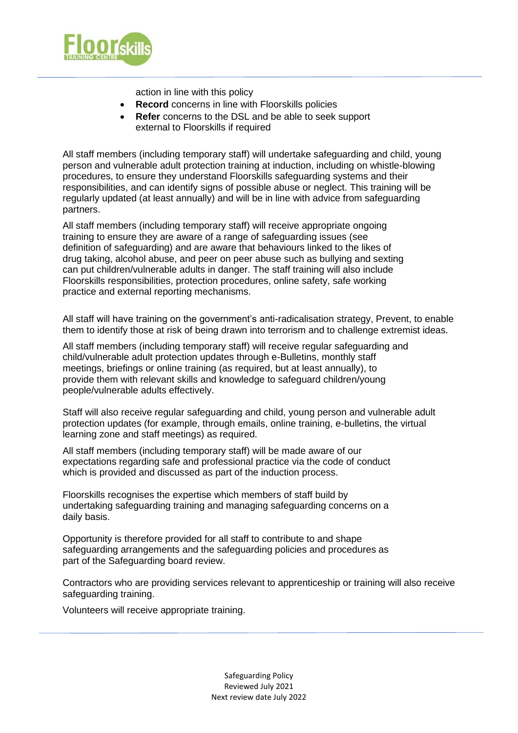action in line with this policy

- **Record** concerns in line with Floorskills policies
- **Refer** concerns to the DSL and be able to seek support external to Floorskills if required

All staff members (including temporary staff) will undertake safeguarding and child, young person and vulnerable adult protection training at induction, including on whistle-blowing procedures, to ensure they understand Floorskills safeguarding systems and their responsibilities, and can identify signs of possible abuse or neglect. This training will be regularly updated (at least annually) and will be in line with advice from safeguarding partners.

All staff members (including temporary staff) will receive appropriate ongoing training to ensure they are aware of a range of safeguarding issues (see definition of safeguarding) and are aware that behaviours linked to the likes of drug taking, alcohol abuse, and peer on peer abuse such as bullying and sexting can put children/vulnerable adults in danger. The staff training will also include Floorskills responsibilities, protection procedures, online safety, safe working practice and external reporting mechanisms.

All staff will have training on the government's anti-radicalisation strategy, Prevent, to enable them to identify those at risk of being drawn into terrorism and to challenge extremist ideas.

All staff members (including temporary staff) will receive regular safeguarding and child/vulnerable adult protection updates through e-Bulletins, monthly staff meetings, briefings or online training (as required, but at least annually), to provide them with relevant skills and knowledge to safeguard children/young people/vulnerable adults effectively.

Staff will also receive regular safeguarding and child, young person and vulnerable adult protection updates (for example, through emails, online training, e-bulletins, the virtual learning zone and staff meetings) as required.

All staff members (including temporary staff) will be made aware of our expectations regarding safe and professional practice via the code of conduct which is provided and discussed as part of the induction process.

Floorskills recognises the expertise which members of staff build by undertaking safeguarding training and managing safeguarding concerns on a daily basis.

Opportunity is therefore provided for all staff to contribute to and shape safeguarding arrangements and the safeguarding policies and procedures as part of the Safeguarding board review.

Contractors who are providing services relevant to apprenticeship or training will also receive safeguarding training.

Volunteers will receive appropriate training.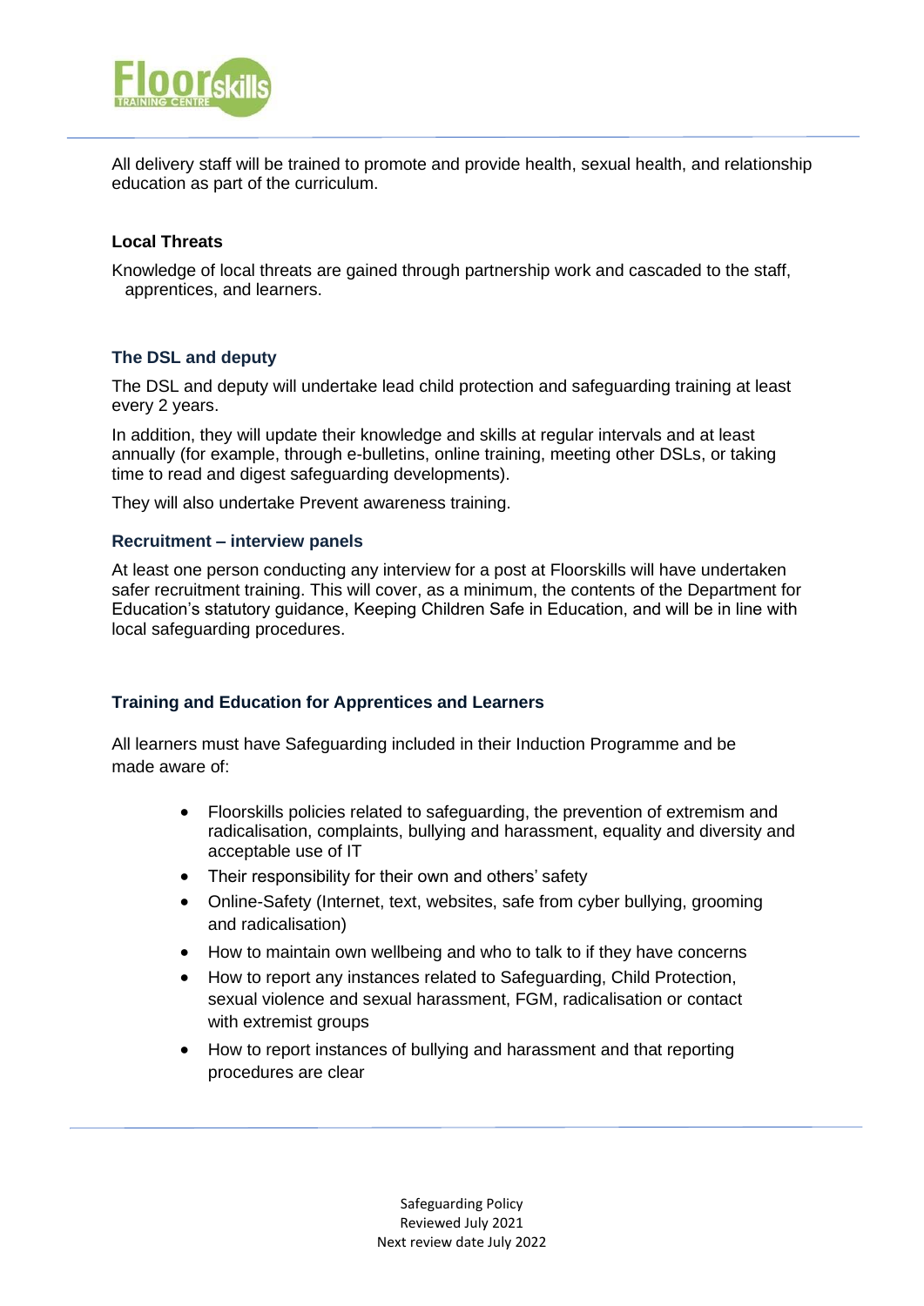All delivery staff will be trained to promote and provide health, sexual health, and relationship education as part of the curriculum.

### Local Threats

Knowledge of local threats are gained through partnership work and cascaded to the staff, apprentices, and learners.

### The DSL and deputy

The DSL and deputy will undertake lead child protection and safeguarding training at least every 2 years.

In addition, they will update their knowledge and skills at regular intervals and at least annually (for example, through e-bulletins, online training, meeting other DSLs, or taking time to read and digest safeguarding developments).

They will also undertake Prevent awareness training.

### Recruitment – interview panels

At least one person conducting any interview for a post at Floorskills will have undertaken safer recruitment training. This will cover, as a minimum, the contents of the Department for Education's statutory guidance, Keeping Children Safe in Education, and will be in line with local safeguarding procedures.

### Training and Education for Apprentices and Learners

All learners must have Safeguarding included in their Induction Programme and be made aware of:

- Floorskills policies related to safeguarding, the prevention of extremism and radicalisation, complaints, bullying and harassment, equality and diversity and acceptable use of IT
- Their responsibility for their own and others' safety
- Online-Safety (Internet, text, websites, safe from cyber bullying, grooming and radicalisation)
- How to maintain own wellbeing and who to talk to if they have concerns
- How to report any instances related to Safeguarding, Child Protection, sexual violence and sexual harassment, FGM, radicalisation or contact with extremist groups
- How to report instances of bullying and harassment and that reporting procedures are clear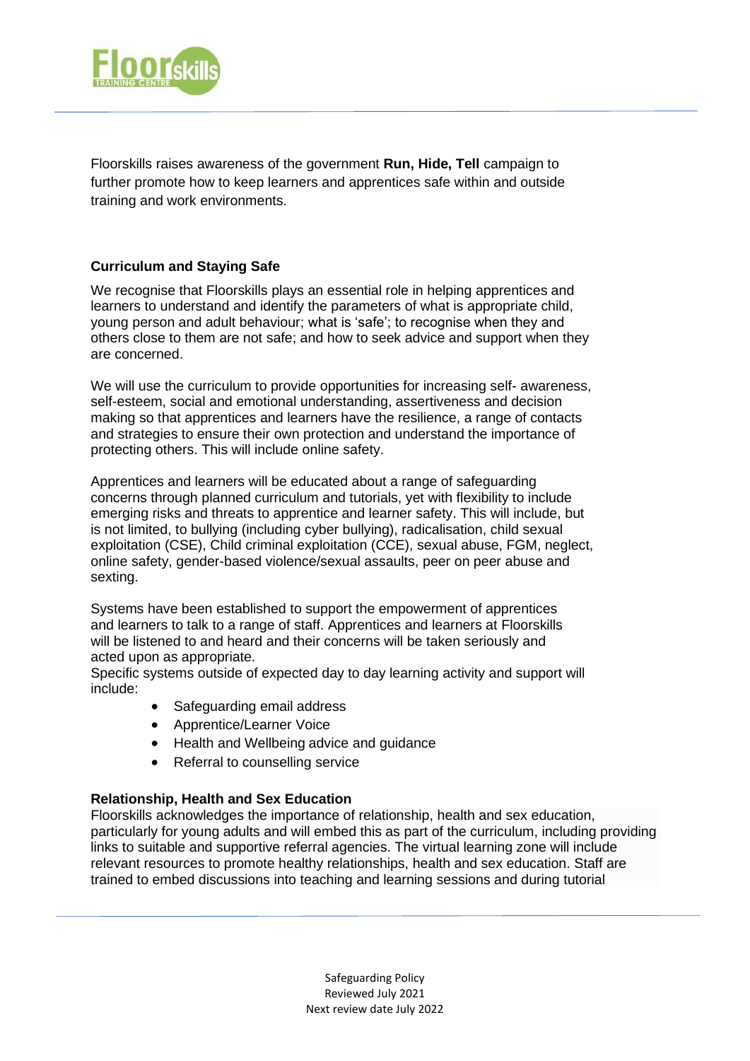Floorskills raises awareness of the government **Run, Hide, Tell** campaign to further promote how to keep learners and apprentices safe within and outside training and work environments.

### Curriculum and Staying Safe

We recognise that Floorskills plays an essential role in helping apprentices and learners to understand and identify the parameters of what is appropriate child, young person and adult behaviour; what is 'safe'; to recognise when they and others close to them are not safe; and how to seek advice and support when they are concerned.

We will use the curriculum to provide opportunities for increasing self- awareness, self-esteem, social and emotional understanding, assertiveness and decision making so that apprentices and learners have the resilience, a range of contacts and strategies to ensure their own protection and understand the importance of protecting others. This will include online safety.

Apprentices and learners will be educated about a range of safeguarding concerns through planned curriculum and tutorials, yet with flexibility to include emerging risks and threats to apprentice and learner safety. This will include, but is not limited, to bullying (including cyber bullying), radicalisation, child sexual exploitation (CSE), Child criminal exploitation (CCE), sexual abuse, FGM, neglect, online safety, gender-based violence/sexual assaults, peer on peer abuse and sexting.

Systems have been established to support the empowerment of apprentices and learners to talk to a range of staff. Apprentices and learners at Floorskills will be listened to and heard and their concerns will be taken seriously and acted upon as appropriate.
Specific systems outside of expected day to day learning activity and support will include:

- Safeguarding email address
- Apprentice/Learner Voice
- Health and Wellbeing advice and guidance
- Referral to counselling service

### Relationship, Health and Sex Education

Floorskills acknowledges the importance of relationship, health and sex education, particularly for young adults and will embed this as part of the curriculum, including providing links to suitable and supportive referral agencies. The virtual learning zone will include relevant resources to promote healthy relationships, health and sex education. Staff are trained to embed discussions into teaching and learning sessions and during tutorial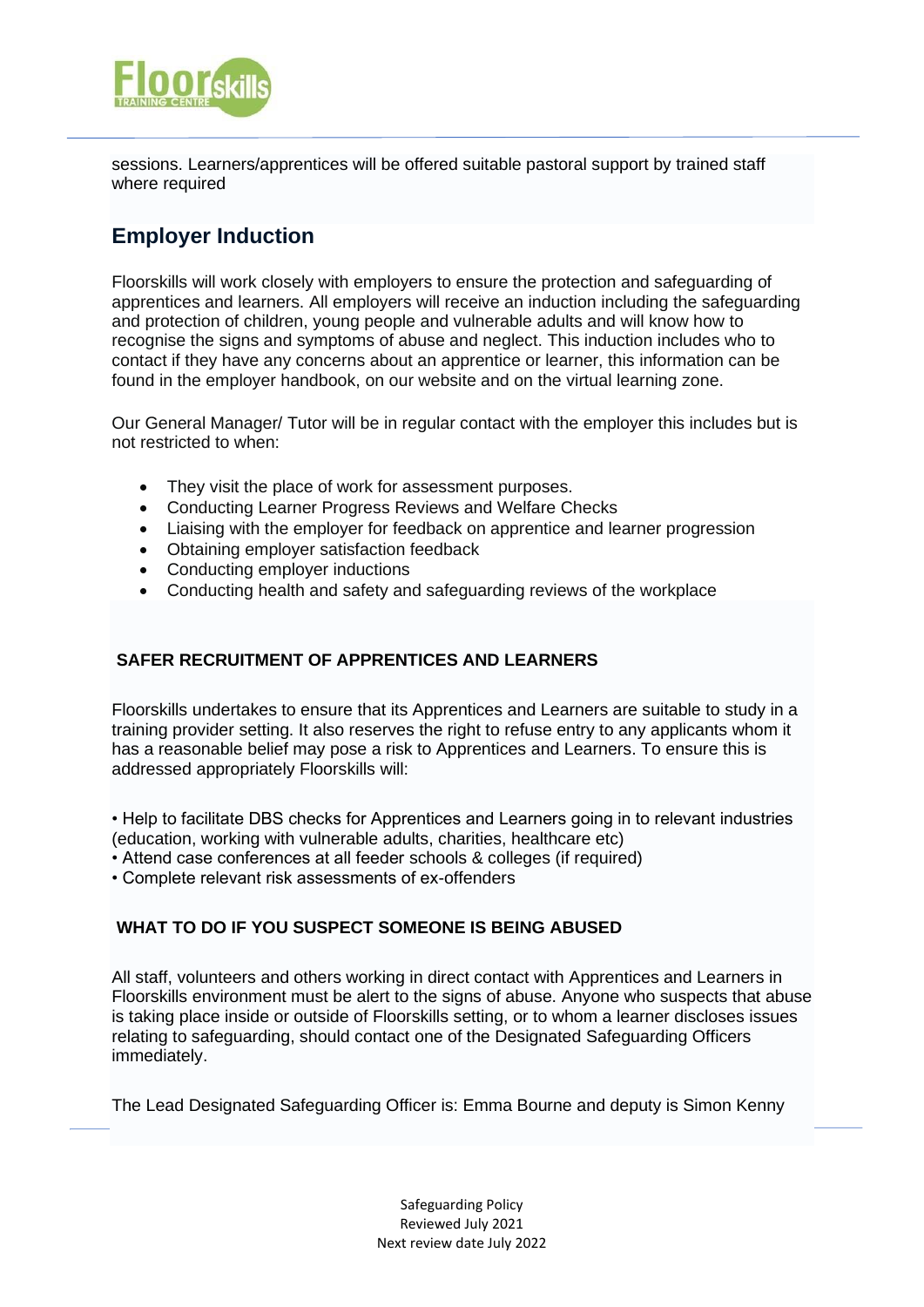sessions. Learners/apprentices will be offered suitable pastoral support by trained staff where required

## Employer Induction

Floorskills will work closely with employers to ensure the protection and safeguarding of apprentices and learners. All employers will receive an induction including the safeguarding and protection of children, young people and vulnerable adults and will know how to recognise the signs and symptoms of abuse and neglect. This induction includes who to contact if they have any concerns about an apprentice or learner, this information can be found in the employer handbook, on our website and on the virtual learning zone.

Our General Manager/ Tutor will be in regular contact with the employer this includes but is not restricted to when:

- They visit the place of work for assessment purposes.
- Conducting Learner Progress Reviews and Welfare Checks
- Liaising with the employer for feedback on apprentice and learner progression
- Obtaining employer satisfaction feedback
- Conducting employer inductions
- Conducting health and safety and safeguarding reviews of the workplace

### SAFER RECRUITMENT OF APPRENTICES AND LEARNERS

Floorskills undertakes to ensure that its Apprentices and Learners are suitable to study in a training provider setting. It also reserves the right to refuse entry to any applicants whom it has a reasonable belief may pose a risk to Apprentices and Learners. To ensure this is addressed appropriately Floorskills will:

- Help to facilitate DBS checks for Apprentices and Learners going in to relevant industries (education, working with vulnerable adults, charities, healthcare etc)
- Attend case conferences at all feeder schools & colleges (if required)
- Complete relevant risk assessments of ex-offenders

### WHAT TO DO IF YOU SUSPECT SOMEONE IS BEING ABUSED

All staff, volunteers and others working in direct contact with Apprentices and Learners in Floorskills environment must be alert to the signs of abuse. Anyone who suspects that abuse is taking place inside or outside of Floorskills setting, or to whom a learner discloses issues relating to safeguarding, should contact one of the Designated Safeguarding Officers immediately.

The Lead Designated Safeguarding Officer is: Emma Bourne and deputy is Simon Kenny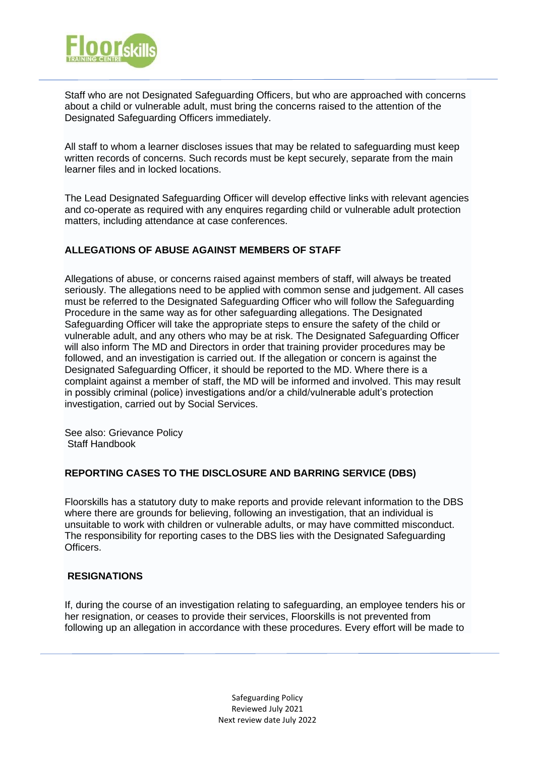Staff who are not Designated Safeguarding Officers, but who are approached with concerns about a child or vulnerable adult, must bring the concerns raised to the attention of the Designated Safeguarding Officers immediately.

All staff to whom a learner discloses issues that may be related to safeguarding must keep written records of concerns. Such records must be kept securely, separate from the main learner files and in locked locations.

The Lead Designated Safeguarding Officer will develop effective links with relevant agencies and co-operate as required with any enquires regarding child or vulnerable adult protection matters, including attendance at case conferences.

**ALLEGATIONS OF ABUSE AGAINST MEMBERS OF STAFF**

Allegations of abuse, or concerns raised against members of staff, will always be treated seriously. The allegations need to be applied with common sense and judgement. All cases must be referred to the Designated Safeguarding Officer who will follow the Safeguarding Procedure in the same way as for other safeguarding allegations. The Designated Safeguarding Officer will take the appropriate steps to ensure the safety of the child or vulnerable adult, and any others who may be at risk. The Designated Safeguarding Officer will also inform The MD and Directors in order that training provider procedures may be followed, and an investigation is carried out. If the allegation or concern is against the Designated Safeguarding Officer, it should be reported to the MD. Where there is a complaint against a member of staff, the MD will be informed and involved. This may result in possibly criminal (police) investigations and/or a child/vulnerable adult's protection investigation, carried out by Social Services.

See also: Grievance Policy
Staff Handbook

**REPORTING CASES TO THE DISCLOSURE AND BARRING SERVICE (DBS)**

Floorskills has a statutory duty to make reports and provide relevant information to the DBS where there are grounds for believing, following an investigation, that an individual is unsuitable to work with children or vulnerable adults, or may have committed misconduct. The responsibility for reporting cases to the DBS lies with the Designated Safeguarding Officers.

**RESIGNATIONS**

If, during the course of an investigation relating to safeguarding, an employee tenders his or her resignation, or ceases to provide their services, Floorskills is not prevented from following up an allegation in accordance with these procedures. Every effort will be made to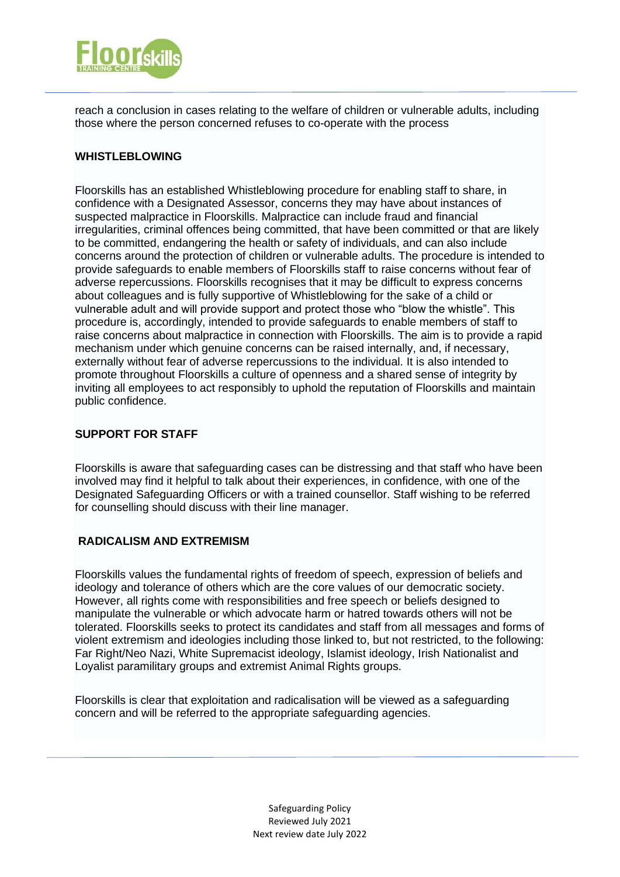reach a conclusion in cases relating to the welfare of children or vulnerable adults, including those where the person concerned refuses to co-operate with the process

## WHISTLEBLOWING

Floorskills has an established Whistleblowing procedure for enabling staff to share, in confidence with a Designated Assessor, concerns they may have about instances of suspected malpractice in Floorskills. Malpractice can include fraud and financial irregularities, criminal offences being committed, that have been committed or that are likely to be committed, endangering the health or safety of individuals, and can also include concerns around the protection of children or vulnerable adults. The procedure is intended to provide safeguards to enable members of Floorskills staff to raise concerns without fear of adverse repercussions. Floorskills recognises that it may be difficult to express concerns about colleagues and is fully supportive of Whistleblowing for the sake of a child or vulnerable adult and will provide support and protect those who "blow the whistle". This procedure is, accordingly, intended to provide safeguards to enable members of staff to raise concerns about malpractice in connection with Floorskills. The aim is to provide a rapid mechanism under which genuine concerns can be raised internally, and, if necessary, externally without fear of adverse repercussions to the individual. It is also intended to promote throughout Floorskills a culture of openness and a shared sense of integrity by inviting all employees to act responsibly to uphold the reputation of Floorskills and maintain public confidence.

## SUPPORT FOR STAFF

Floorskills is aware that safeguarding cases can be distressing and that staff who have been involved may find it helpful to talk about their experiences, in confidence, with one of the Designated Safeguarding Officers or with a trained counsellor. Staff wishing to be referred for counselling should discuss with their line manager.

## RADICALISM AND EXTREMISM

Floorskills values the fundamental rights of freedom of speech, expression of beliefs and ideology and tolerance of others which are the core values of our democratic society. However, all rights come with responsibilities and free speech or beliefs designed to manipulate the vulnerable or which advocate harm or hatred towards others will not be tolerated. Floorskills seeks to protect its candidates and staff from all messages and forms of violent extremism and ideologies including those linked to, but not restricted, to the following: Far Right/Neo Nazi, White Supremacist ideology, Islamist ideology, Irish Nationalist and Loyalist paramilitary groups and extremist Animal Rights groups.

Floorskills is clear that exploitation and radicalisation will be viewed as a safeguarding concern and will be referred to the appropriate safeguarding agencies.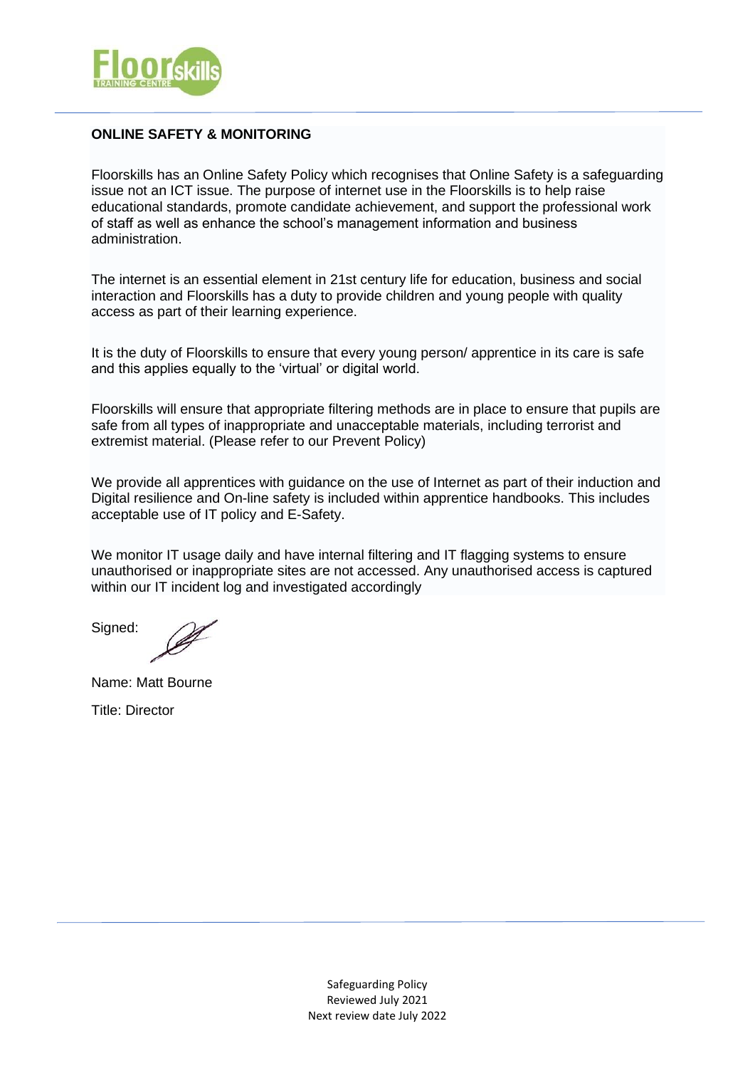## ONLINE SAFETY & MONITORING

Floorskills has an Online Safety Policy which recognises that Online Safety is a safeguarding issue not an ICT issue. The purpose of internet use in the Floorskills is to help raise educational standards, promote candidate achievement, and support the professional work of staff as well as enhance the school's management information and business administration.

The internet is an essential element in 21st century life for education, business and social interaction and Floorskills has a duty to provide children and young people with quality access as part of their learning experience.

It is the duty of Floorskills to ensure that every young person/ apprentice in its care is safe and this applies equally to the 'virtual' or digital world.

Floorskills will ensure that appropriate filtering methods are in place to ensure that pupils are safe from all types of inappropriate and unacceptable materials, including terrorist and extremist material. (Please refer to our Prevent Policy)

We provide all apprentices with guidance on the use of Internet as part of their induction and Digital resilience and On-line safety is included within apprentice handbooks. This includes acceptable use of IT policy and E-Safety.

We monitor IT usage daily and have internal filtering and IT flagging systems to ensure unauthorised or inappropriate sites are not accessed. Any unauthorised access is captured within our IT incident log and investigated accordingly

Signed:

Name: Matt Bourne

Title: Director